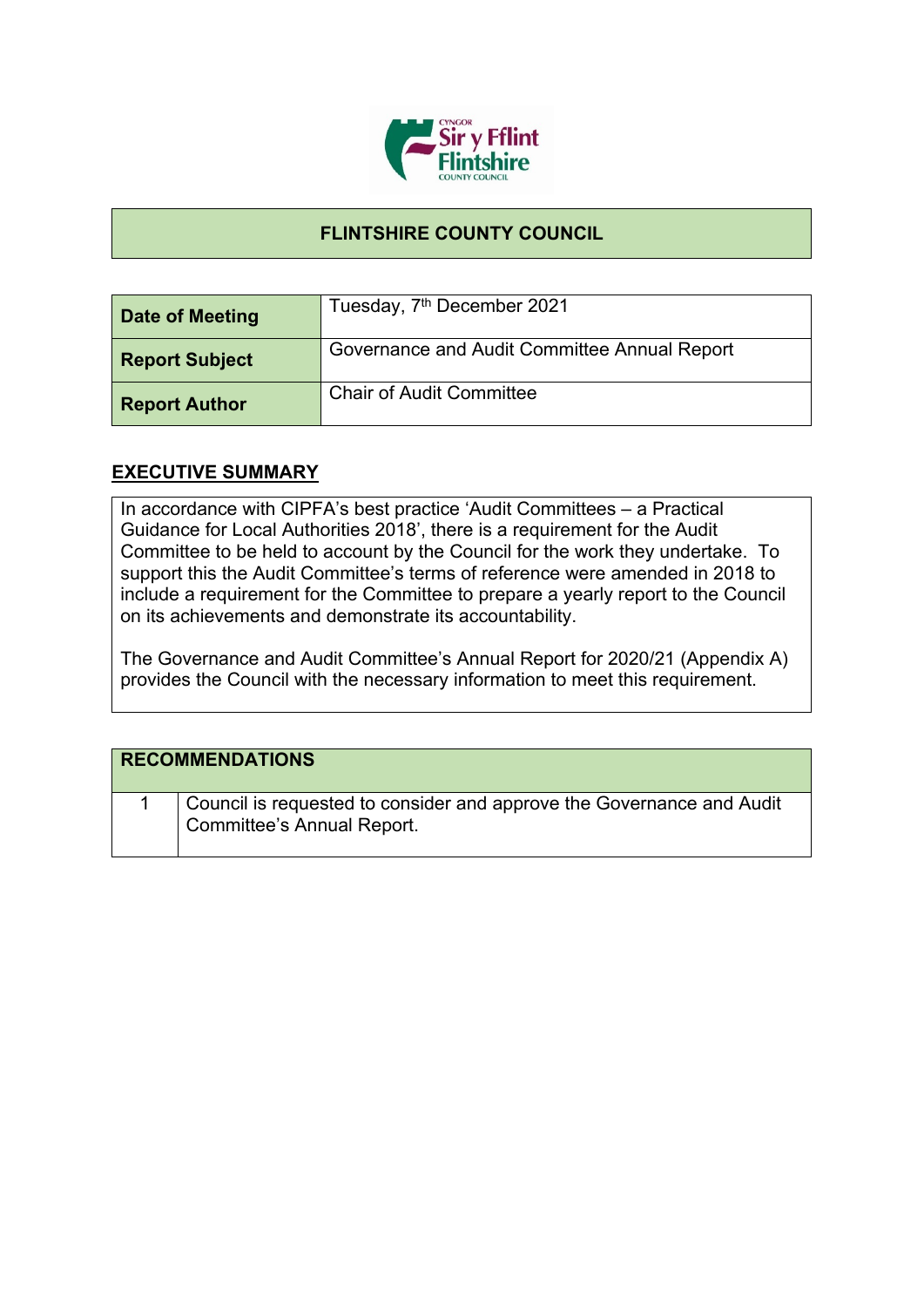# FLINTSHIRE COUNTY COUNCIL

| Date of Meeting | Tuesday, 7th December 2021 |
| --- | --- |
| Report Subject | Governance and Audit Committee Annual Report |
| Report Author | Chair of Audit Committee |

## EXECUTIVE SUMMARY

In accordance with CIPFA's best practice 'Audit Committees – a Practical Guidance for Local Authorities 2018', there is a requirement for the Audit Committee to be held to account by the Council for the work they undertake. To support this the Audit Committee's terms of reference were amended in 2018 to include a requirement for the Committee to prepare a yearly report to the Council on its achievements and demonstrate its accountability.

The Governance and Audit Committee's Annual Report for 2020/21 (Appendix A) provides the Council with the necessary information to meet this requirement.

| RECOMMENDATIONS | |
| --- | --- |
| 1 | Council is requested to consider and approve the Governance and Audit Committee's Annual Report. |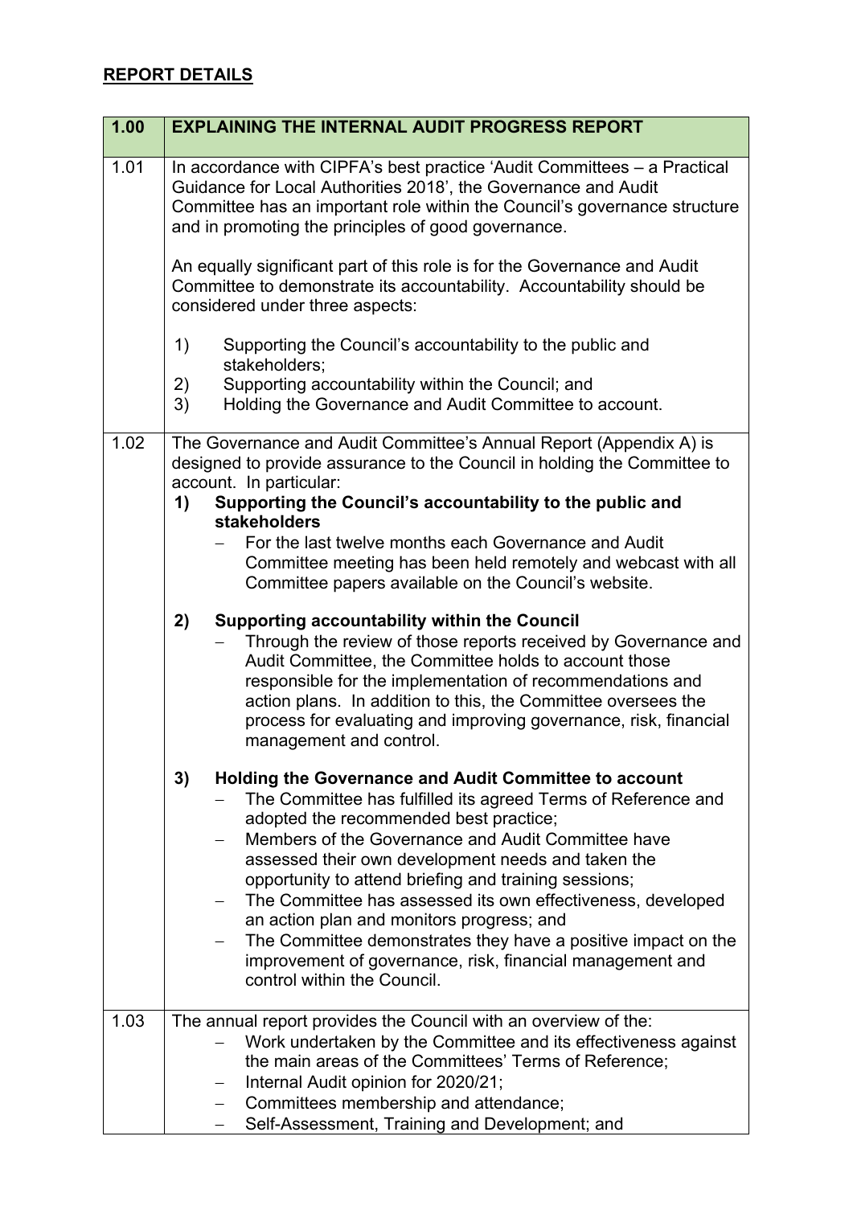## REPORT DETAILS

| 1.00 | EXPLAINING THE INTERNAL AUDIT PROGRESS REPORT |
|---|---|
| 1.01 | In accordance with CIPFA's best practice 'Audit Committees – a Practical Guidance for Local Authorities 2018', the Governance and Audit Committee has an important role within the Council's governance structure and in promoting the principles of good governance.<br><br>An equally significant part of this role is for the Governance and Audit Committee to demonstrate its accountability. Accountability should be considered under three aspects:<br><br>1) Supporting the Council's accountability to the public and stakeholders;<br>2) Supporting accountability within the Council; and<br>3) Holding the Governance and Audit Committee to account. |
| 1.02 | The Governance and Audit Committee's Annual Report (Appendix A) is designed to provide assurance to the Council in holding the Committee to account. In particular:<br>**1) Supporting the Council's accountability to the public and stakeholders**<br>– For the last twelve months each Governance and Audit Committee meeting has been held remotely and webcast with all Committee papers available on the Council's website.<br><br>**2) Supporting accountability within the Council**<br>– Through the review of those reports received by Governance and Audit Committee, the Committee holds to account those responsible for the implementation of recommendations and action plans. In addition to this, the Committee oversees the process for evaluating and improving governance, risk, financial management and control.<br><br>**3) Holding the Governance and Audit Committee to account**<br>– The Committee has fulfilled its agreed Terms of Reference and adopted the recommended best practice;<br>– Members of the Governance and Audit Committee have assessed their own development needs and taken the opportunity to attend briefing and training sessions;<br>– The Committee has assessed its own effectiveness, developed an action plan and monitors progress; and<br>– The Committee demonstrates they have a positive impact on the improvement of governance, risk, financial management and control within the Council. |
| 1.03 | The annual report provides the Council with an overview of the:<br>– Work undertaken by the Committee and its effectiveness against the main areas of the Committees' Terms of Reference;<br>– Internal Audit opinion for 2020/21;<br>– Committees membership and attendance;<br>– Self-Assessment, Training and Development; and |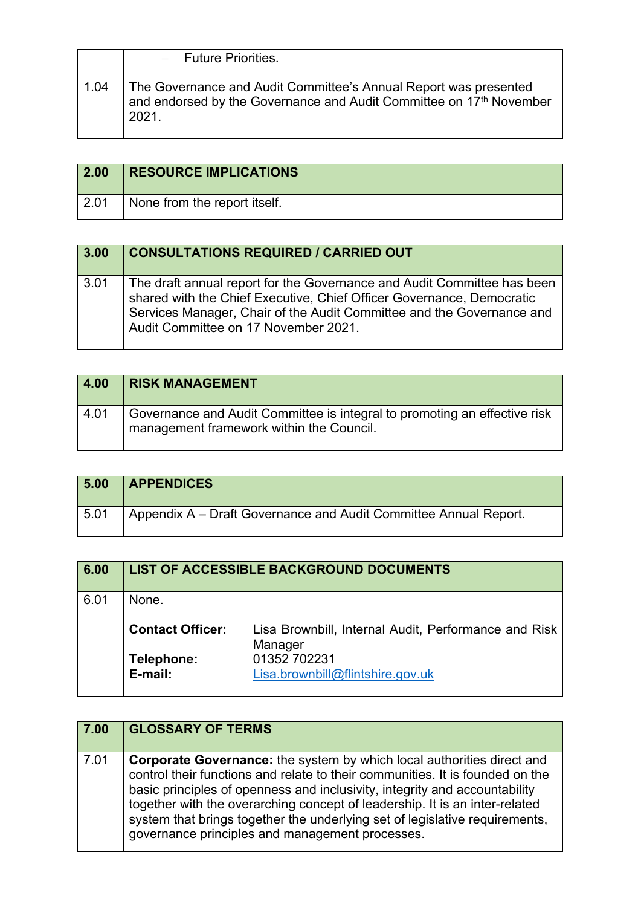| | |
|---|---|
| | – Future Priorities. |
| 1.04 | The Governance and Audit Committee's Annual Report was presented and endorsed by the Governance and Audit Committee on 17th November 2021. |

| 2.00 | RESOURCE IMPLICATIONS |
|---|---|
| 2.01 | None from the report itself. |

| 3.00 | CONSULTATIONS REQUIRED / CARRIED OUT |
|---|---|
| 3.01 | The draft annual report for the Governance and Audit Committee has been shared with the Chief Executive, Chief Officer Governance, Democratic Services Manager, Chair of the Audit Committee and the Governance and Audit Committee on 17 November 2021. |

| 4.00 | RISK MANAGEMENT |
|---|---|
| 4.01 | Governance and Audit Committee is integral to promoting an effective risk management framework within the Council. |

| 5.00 | APPENDICES |
|---|---|
| 5.01 | Appendix A – Draft Governance and Audit Committee Annual Report. |

| 6.00 | LIST OF ACCESSIBLE BACKGROUND DOCUMENTS |
|---|---|
| 6.01 | None.<br><br>**Contact Officer:** Lisa Brownbill, Internal Audit, Performance and Risk Manager<br>**Telephone:** 01352 702231<br>**E-mail:** Lisa.brownbill@flintshire.gov.uk |

| 7.00 | GLOSSARY OF TERMS |
|---|---|
| 7.01 | **Corporate Governance:** the system by which local authorities direct and control their functions and relate to their communities. It is founded on the basic principles of openness and inclusivity, integrity and accountability together with the overarching concept of leadership. It is an inter-related system that brings together the underlying set of legislative requirements, governance principles and management processes. |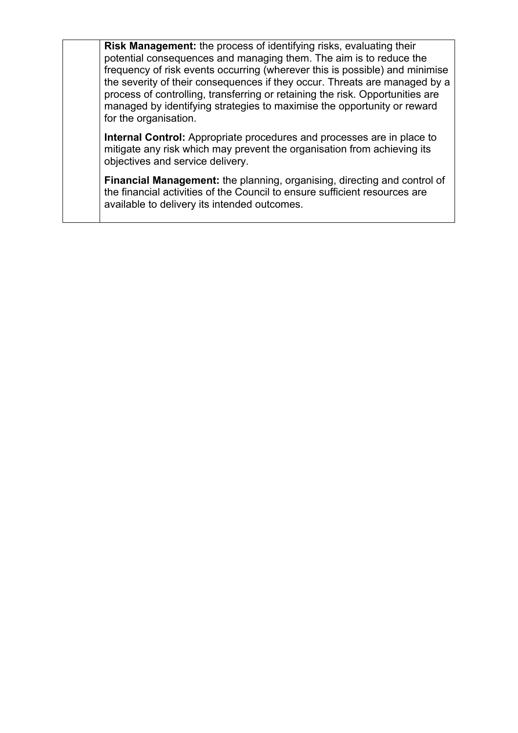| | |
|---|---|
| | **Risk Management:** the process of identifying risks, evaluating their potential consequences and managing them. The aim is to reduce the frequency of risk events occurring (wherever this is possible) and minimise the severity of their consequences if they occur. Threats are managed by a process of controlling, transferring or retaining the risk. Opportunities are managed by identifying strategies to maximise the opportunity or reward for the organisation.<br><br>**Internal Control:** Appropriate procedures and processes are in place to mitigate any risk which may prevent the organisation from achieving its objectives and service delivery.<br><br>**Financial Management:** the planning, organising, directing and control of the financial activities of the Council to ensure sufficient resources are available to delivery its intended outcomes. |